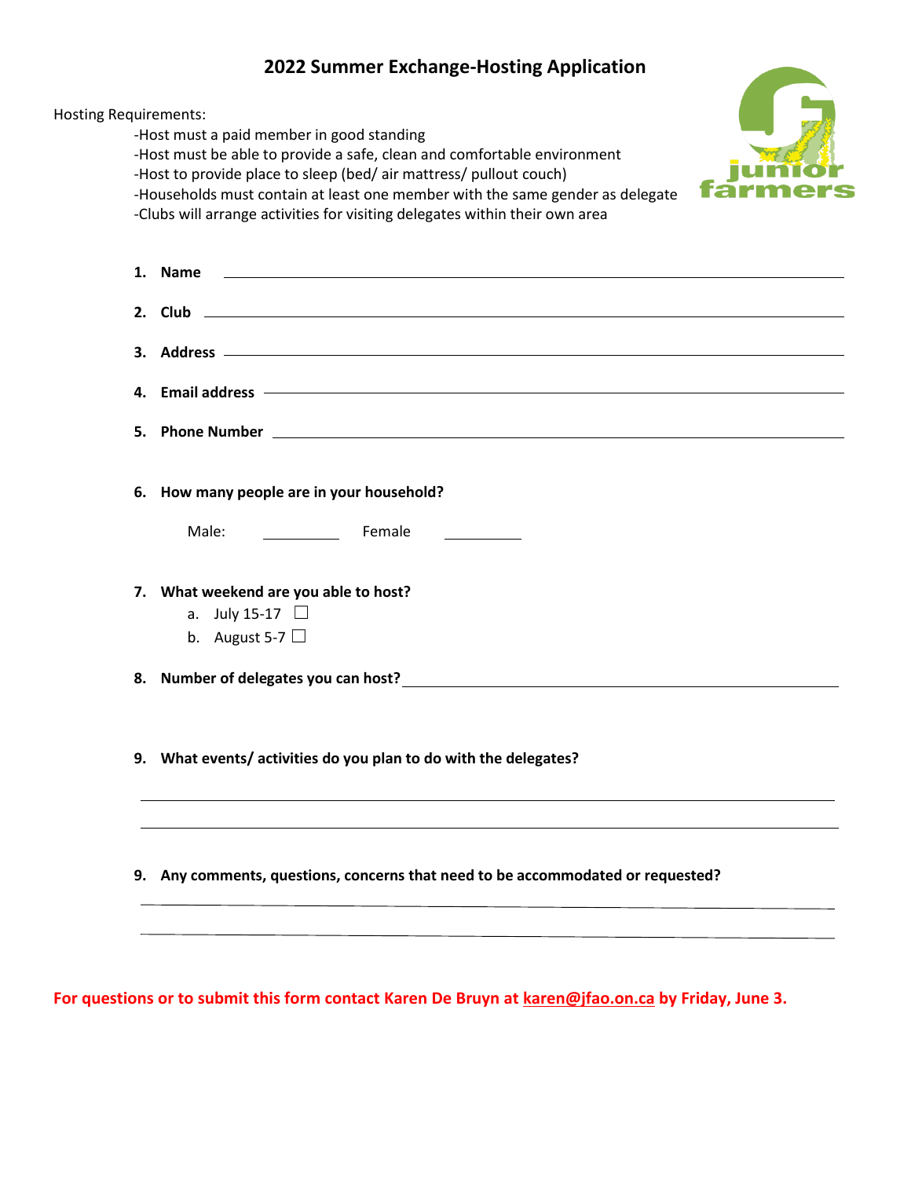# 2022 Summer Exchange-Hosting Application

Hosting Requirements:

- -Host must a paid member in good standing
- -Host must be able to provide a safe, clean and comfortable environment
- -Host to provide place to sleep (bed/ air mattress/ pullout couch)
- -Households must contain at least one member with the same gender as delegate
- -Clubs will arrange activities for visiting delegates within their own area

junior farmers

1. **Name** \_\_\_\_\_\_\_\_\_\_\_\_\_\_\_\_\_\_\_\_\_\_\_\_\_\_\_\_\_\_\_\_\_\_\_\_\_\_\_\_
2. **Club** \_\_\_\_\_\_\_\_\_\_\_\_\_\_\_\_\_\_\_\_\_\_\_\_\_\_\_\_\_\_\_\_\_\_\_\_\_\_\_\_
3. **Address** \_\_\_\_\_\_\_\_\_\_\_\_\_\_\_\_\_\_\_\_\_\_\_\_\_\_\_\_\_\_\_\_\_\_\_\_\_\_\_\_
4. **Email address** \_\_\_\_\_\_\_\_\_\_\_\_\_\_\_\_\_\_\_\_\_\_\_\_\_\_\_\_\_\_\_\_\_\_\_\_\_\_\_\_
5. **Phone Number** \_\_\_\_\_\_\_\_\_\_\_\_\_\_\_\_\_\_\_\_\_\_\_\_\_\_\_\_\_\_\_\_\_\_\_\_\_\_\_\_
6. **How many people are in your household?**

   Male: \_\_\_\_\_\_\_\_\_\_ Female \_\_\_\_\_\_\_\_\_\_

7. **What weekend are you able to host?**
   a. July 15-17 ☐
   b. August 5-7 ☐
8. **Number of delegates you can host?** \_\_\_\_\_\_\_\_\_\_\_\_\_\_\_\_\_\_\_\_\_\_\_\_\_\_\_\_\_\_\_\_\_\_\_\_\_\_\_\_
9. **What events/ activities do you plan to do with the delegates?**

   \_\_\_\_\_\_\_\_\_\_\_\_\_\_\_\_\_\_\_\_\_\_\_\_\_\_\_\_\_\_\_\_\_\_\_\_\_\_\_\_\_\_\_\_\_\_\_\_\_\_\_\_\_\_\_\_\_\_\_\_

   \_\_\_\_\_\_\_\_\_\_\_\_\_\_\_\_\_\_\_\_\_\_\_\_\_\_\_\_\_\_\_\_\_\_\_\_\_\_\_\_\_\_\_\_\_\_\_\_\_\_\_\_\_\_\_\_\_\_\_\_

9. **Any comments, questions, concerns that need to be accommodated or requested?**

   \_\_\_\_\_\_\_\_\_\_\_\_\_\_\_\_\_\_\_\_\_\_\_\_\_\_\_\_\_\_\_\_\_\_\_\_\_\_\_\_\_\_\_\_\_\_\_\_\_\_\_\_\_\_\_\_\_\_\_\_

   \_\_\_\_\_\_\_\_\_\_\_\_\_\_\_\_\_\_\_\_\_\_\_\_\_\_\_\_\_\_\_\_\_\_\_\_\_\_\_\_\_\_\_\_\_\_\_\_\_\_\_\_\_\_\_\_\_\_\_\_

**For questions or to submit this form contact Karen De Bruyn at karen@jfao.on.ca by Friday, June 3.**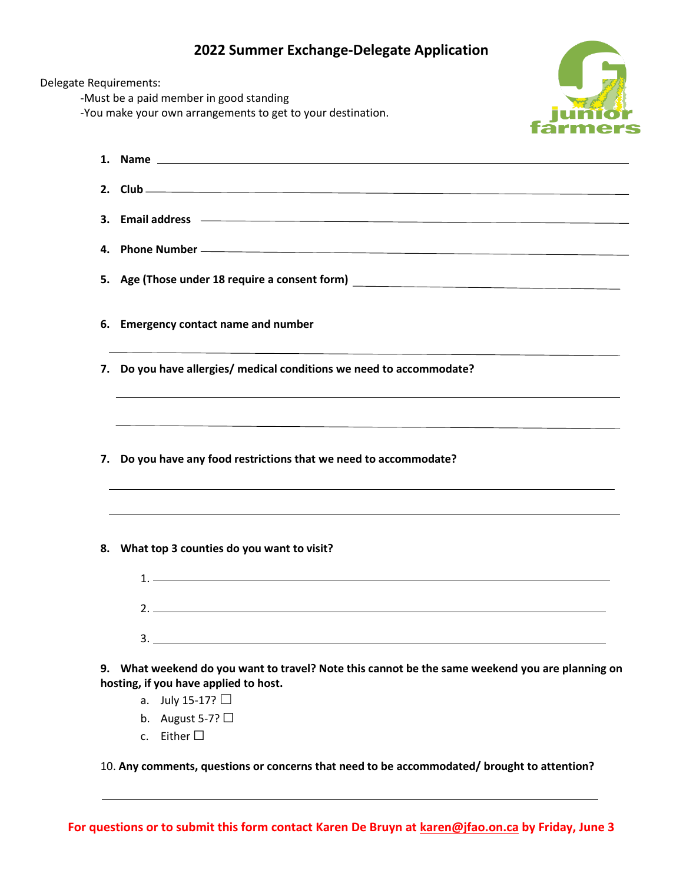# 2022 Summer Exchange-Delegate Application

Delegate Requirements:

- -Must be a paid member in good standing
- -You make your own arrangements to get to your destination.

1. **Name** \_\_\_\_\_\_\_\_\_\_\_\_\_\_\_\_\_\_\_\_\_\_\_\_\_\_\_\_\_\_\_\_\_\_\_\_\_\_\_\_

2. **Club** \_\_\_\_\_\_\_\_\_\_\_\_\_\_\_\_\_\_\_\_\_\_\_\_\_\_\_\_\_\_\_\_\_\_\_\_\_\_\_\_

3. **Email address** \_\_\_\_\_\_\_\_\_\_\_\_\_\_\_\_\_\_\_\_\_\_\_\_\_\_\_\_\_\_\_\_\_\_\_\_

4. **Phone Number** \_\_\_\_\_\_\_\_\_\_\_\_\_\_\_\_\_\_\_\_\_\_\_\_\_\_\_\_\_\_\_\_\_\_\_\_

5. **Age (Those under 18 require a consent form)** \_\_\_\_\_\_\_\_\_\_\_\_\_\_\_\_\_\_\_\_

6. **Emergency contact name and number**

\_\_\_\_\_\_\_\_\_\_\_\_\_\_\_\_\_\_\_\_\_\_\_\_\_\_\_\_\_\_\_\_\_\_\_\_\_\_\_\_\_\_\_\_\_\_\_\_

7. **Do you have allergies/ medical conditions we need to accommodate?**

\_\_\_\_\_\_\_\_\_\_\_\_\_\_\_\_\_\_\_\_\_\_\_\_\_\_\_\_\_\_\_\_\_\_\_\_\_\_\_\_\_\_\_\_\_\_\_\_

\_\_\_\_\_\_\_\_\_\_\_\_\_\_\_\_\_\_\_\_\_\_\_\_\_\_\_\_\_\_\_\_\_\_\_\_\_\_\_\_\_\_\_\_\_\_\_\_

7. **Do you have any food restrictions that we need to accommodate?**

\_\_\_\_\_\_\_\_\_\_\_\_\_\_\_\_\_\_\_\_\_\_\_\_\_\_\_\_\_\_\_\_\_\_\_\_\_\_\_\_\_\_\_\_\_\_\_\_

\_\_\_\_\_\_\_\_\_\_\_\_\_\_\_\_\_\_\_\_\_\_\_\_\_\_\_\_\_\_\_\_\_\_\_\_\_\_\_\_\_\_\_\_\_\_\_\_

8. **What top 3 counties do you want to visit?**

    1. \_\_\_\_\_\_\_\_\_\_\_\_\_\_\_\_\_\_\_\_\_\_\_\_\_\_\_\_\_\_\_\_\_\_\_\_\_\_\_\_
    2. \_\_\_\_\_\_\_\_\_\_\_\_\_\_\_\_\_\_\_\_\_\_\_\_\_\_\_\_\_\_\_\_\_\_\_\_\_\_\_\_
    3. \_\_\_\_\_\_\_\_\_\_\_\_\_\_\_\_\_\_\_\_\_\_\_\_\_\_\_\_\_\_\_\_\_\_\_\_\_\_\_\_

9. **What weekend do you want to travel? Note this cannot be the same weekend you are planning on hosting, if you have applied to host.**

    a. July 15-17? ☐
    b. August 5-7? ☐
    c. Either ☐

10. **Any comments, questions or concerns that need to be accommodated/ brought to attention?**

\_\_\_\_\_\_\_\_\_\_\_\_\_\_\_\_\_\_\_\_\_\_\_\_\_\_\_\_\_\_\_\_\_\_\_\_\_\_\_\_\_\_\_\_\_\_\_\_

**For questions or to submit this form contact Karen De Bruyn at karen@jfao.on.ca by Friday, June 3**